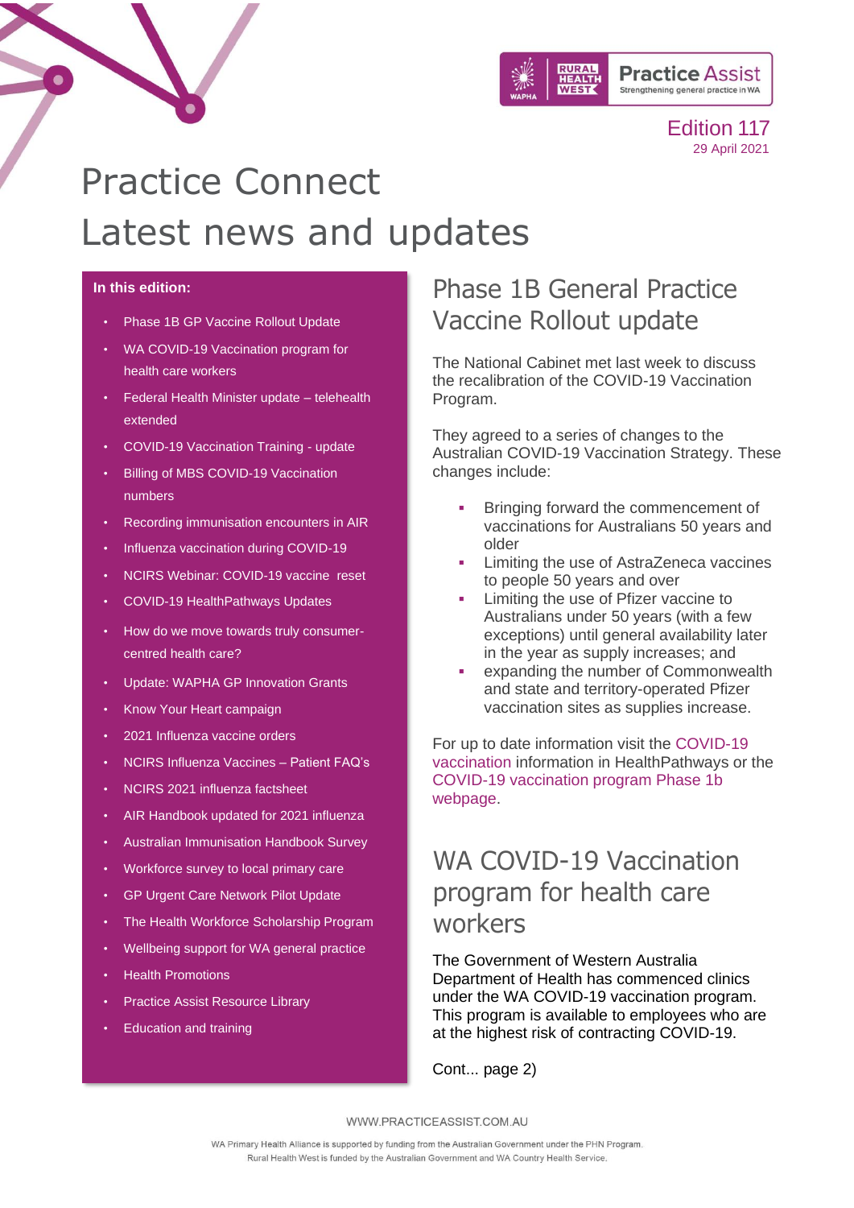Edition 117
29 April 2021

# Practice Connect
# Latest news and updates

**In this edition:**

- Phase 1B GP Vaccine Rollout Update
- WA COVID-19 Vaccination program for health care workers
- Federal Health Minister update – telehealth extended
- COVID-19 Vaccination Training - update
- Billing of MBS COVID-19 Vaccination numbers
- Recording immunisation encounters in AIR
- Influenza vaccination during COVID-19
- NCIRS Webinar: COVID-19 vaccine reset
- COVID-19 HealthPathways Updates
- How do we move towards truly consumer-centred health care?
- Update: WAPHA GP Innovation Grants
- Know Your Heart campaign
- 2021 Influenza vaccine orders
- NCIRS Influenza Vaccines – Patient FAQ's
- NCIRS 2021 influenza factsheet
- AIR Handbook updated for 2021 influenza
- Australian Immunisation Handbook Survey
- Workforce survey to local primary care
- GP Urgent Care Network Pilot Update
- The Health Workforce Scholarship Program
- Wellbeing support for WA general practice
- Health Promotions
- Practice Assist Resource Library
- Education and training

## Phase 1B General Practice Vaccine Rollout update

The National Cabinet met last week to discuss the recalibration of the COVID-19 Vaccination Program.

They agreed to a series of changes to the Australian COVID-19 Vaccination Strategy. These changes include:

- Bringing forward the commencement of vaccinations for Australians 50 years and older
- Limiting the use of AstraZeneca vaccines to people 50 years and over
- Limiting the use of Pfizer vaccine to Australians under 50 years (with a few exceptions) until general availability later in the year as supply increases; and
- expanding the number of Commonwealth and state and territory-operated Pfizer vaccination sites as supplies increase.

For up to date information visit the COVID-19 vaccination information in HealthPathways or the COVID-19 vaccination program Phase 1b webpage.

## WA COVID-19 Vaccination program for health care workers

The Government of Western Australia Department of Health has commenced clinics under the WA COVID-19 vaccination program. This program is available to employees who are at the highest risk of contracting COVID-19.

Cont... page 2)

WWW.PRACTICEASSIST.COM.AU

WA Primary Health Alliance is supported by funding from the Australian Government under the PHN Program.
Rural Health West is funded by the Australian Government and WA Country Health Service.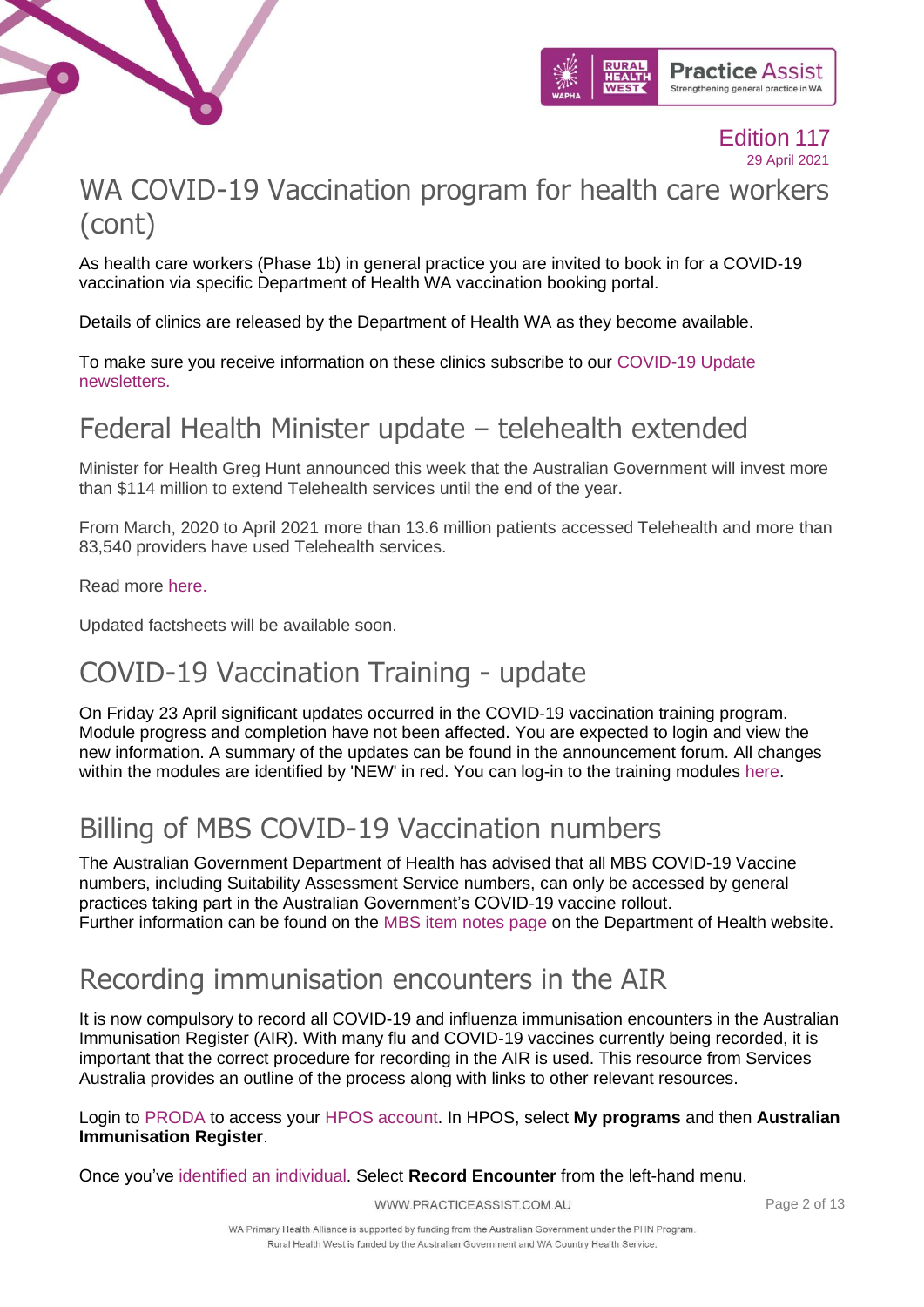# WA COVID-19 Vaccination program for health care workers (cont)

As health care workers (Phase 1b) in general practice you are invited to book in for a COVID-19 vaccination via specific Department of Health WA vaccination booking portal.

Details of clinics are released by the Department of Health WA as they become available.

To make sure you receive information on these clinics subscribe to our COVID-19 Update newsletters.

# Federal Health Minister update – telehealth extended

Minister for Health Greg Hunt announced this week that the Australian Government will invest more than $114 million to extend Telehealth services until the end of the year.

From March, 2020 to April 2021 more than 13.6 million patients accessed Telehealth and more than 83,540 providers have used Telehealth services.

Read more here.

Updated factsheets will be available soon.

# COVID-19 Vaccination Training - update

On Friday 23 April significant updates occurred in the COVID-19 vaccination training program. Module progress and completion have not been affected. You are expected to login and view the new information. A summary of the updates can be found in the announcement forum. All changes within the modules are identified by 'NEW' in red. You can log-in to the training modules here.

# Billing of MBS COVID-19 Vaccination numbers

The Australian Government Department of Health has advised that all MBS COVID-19 Vaccine numbers, including Suitability Assessment Service numbers, can only be accessed by general practices taking part in the Australian Government's COVID-19 vaccine rollout.
Further information can be found on the MBS item notes page on the Department of Health website.

# Recording immunisation encounters in the AIR

It is now compulsory to record all COVID-19 and influenza immunisation encounters in the Australian Immunisation Register (AIR). With many flu and COVID-19 vaccines currently being recorded, it is important that the correct procedure for recording in the AIR is used. This resource from Services Australia provides an outline of the process along with links to other relevant resources.

Login to PRODA to access your HPOS account. In HPOS, select **My programs** and then **Australian Immunisation Register**.

Once you've identified an individual. Select **Record Encounter** from the left-hand menu.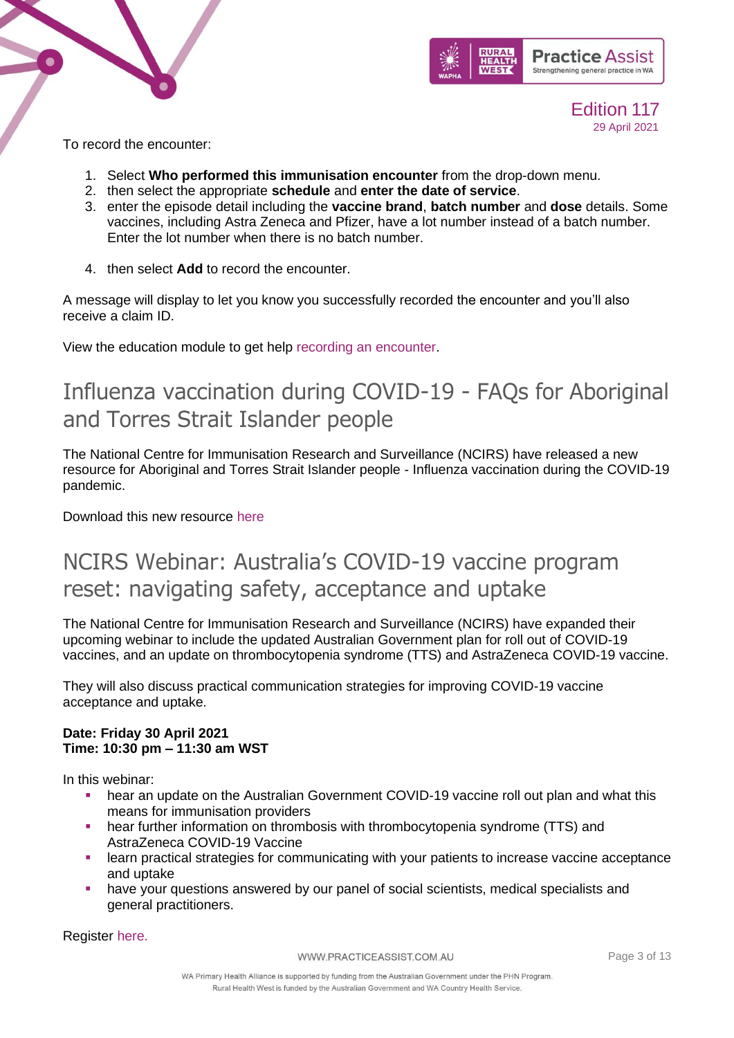To record the encounter:

1. Select **Who performed this immunisation encounter** from the drop-down menu.
2. then select the appropriate **schedule** and **enter the date of service**.
3. enter the episode detail including the **vaccine brand**, **batch number** and **dose** details. Some vaccines, including Astra Zeneca and Pfizer, have a lot number instead of a batch number. Enter the lot number when there is no batch number.
4. then select **Add** to record the encounter.

A message will display to let you know you successfully recorded the encounter and you'll also receive a claim ID.

View the education module to get help recording an encounter.

## Influenza vaccination during COVID-19 - FAQs for Aboriginal and Torres Strait Islander people

The National Centre for Immunisation Research and Surveillance (NCIRS) have released a new resource for Aboriginal and Torres Strait Islander people - Influenza vaccination during the COVID-19 pandemic.

Download this new resource here

## NCIRS Webinar: Australia's COVID-19 vaccine program reset: navigating safety, acceptance and uptake

The National Centre for Immunisation Research and Surveillance (NCIRS) have expanded their upcoming webinar to include the updated Australian Government plan for roll out of COVID-19 vaccines, and an update on thrombocytopenia syndrome (TTS) and AstraZeneca COVID-19 vaccine.

They will also discuss practical communication strategies for improving COVID-19 vaccine acceptance and uptake.

**Date: Friday 30 April 2021**
**Time: 10:30 pm – 11:30 am WST**

In this webinar:

- hear an update on the Australian Government COVID-19 vaccine roll out plan and what this means for immunisation providers
- hear further information on thrombosis with thrombocytopenia syndrome (TTS) and AstraZeneca COVID-19 Vaccine
- learn practical strategies for communicating with your patients to increase vaccine acceptance and uptake
- have your questions answered by our panel of social scientists, medical specialists and general practitioners.

Register here.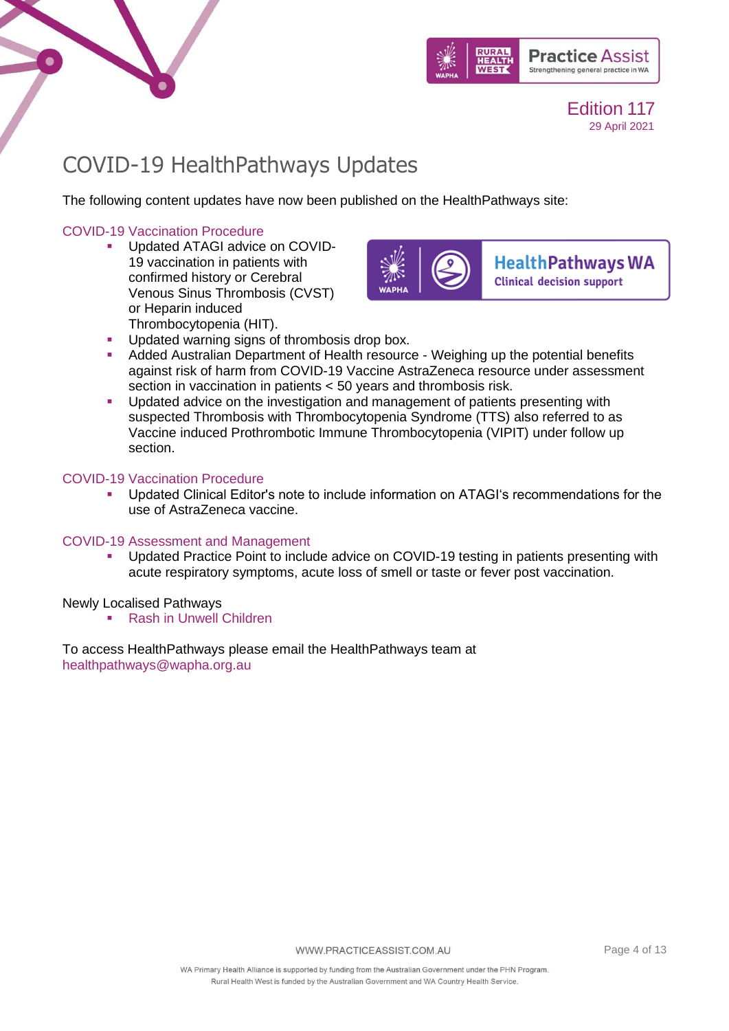# COVID-19 HealthPathways Updates

The following content updates have now been published on the HealthPathways site:

### COVID-19 Vaccination Procedure

- Updated ATAGI advice on COVID-19 vaccination in patients with confirmed history or Cerebral Venous Sinus Thrombosis (CVST) or Heparin induced Thrombocytopenia (HIT).
- Updated warning signs of thrombosis drop box.
- Added Australian Department of Health resource - Weighing up the potential benefits against risk of harm from COVID-19 Vaccine AstraZeneca resource under assessment section in vaccination in patients < 50 years and thrombosis risk.
- Updated advice on the investigation and management of patients presenting with suspected Thrombosis with Thrombocytopenia Syndrome (TTS) also referred to as Vaccine induced Prothrombotic Immune Thrombocytopenia (VIPIT) under follow up section.

### COVID-19 Vaccination Procedure

- Updated Clinical Editor's note to include information on ATAGI's recommendations for the use of AstraZeneca vaccine.

### COVID-19 Assessment and Management

- Updated Practice Point to include advice on COVID-19 testing in patients presenting with acute respiratory symptoms, acute loss of smell or taste or fever post vaccination.

Newly Localised Pathways

- Rash in Unwell Children

To access HealthPathways please email the HealthPathways team at healthpathways@wapha.org.au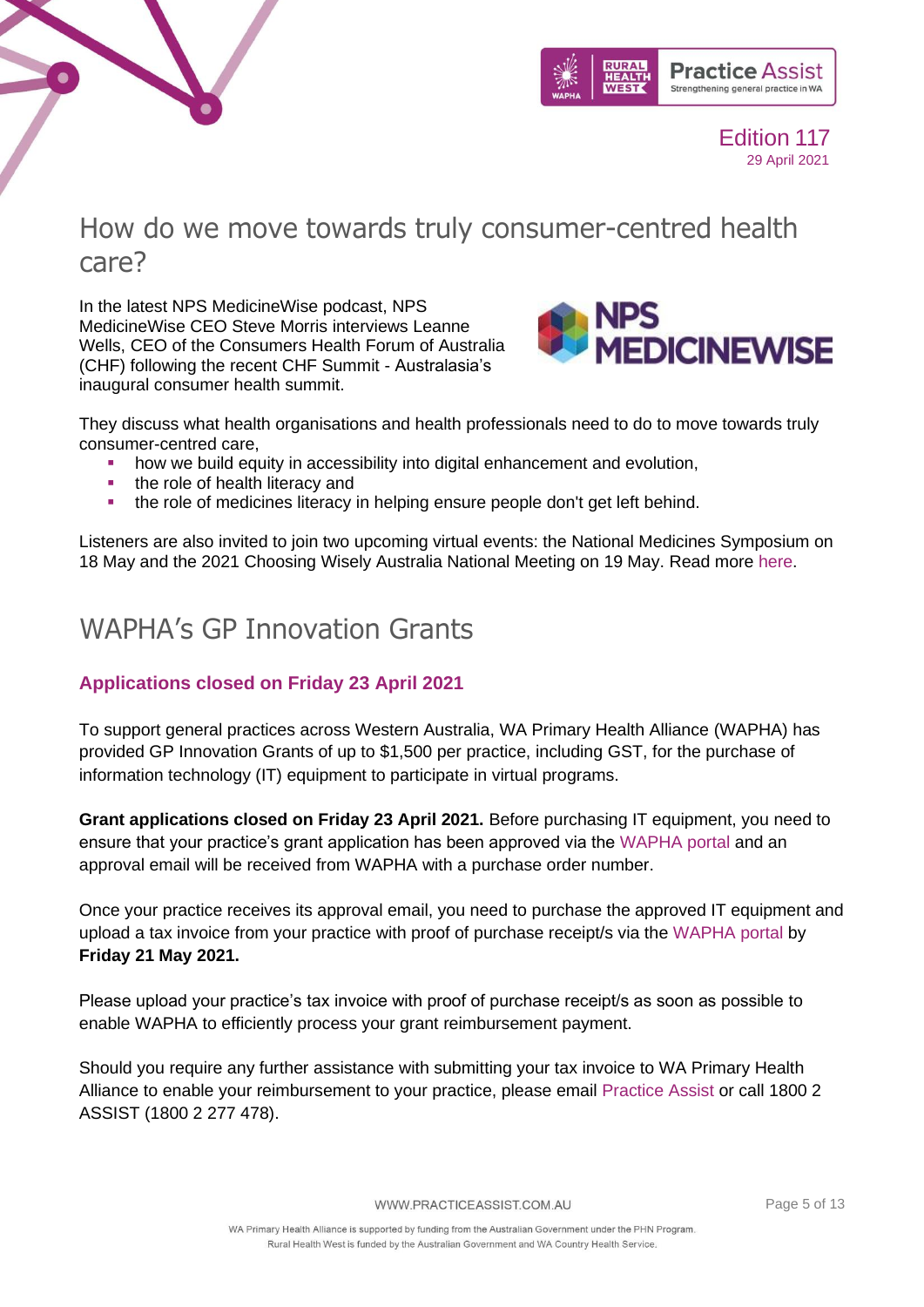# How do we move towards truly consumer-centred health care?

In the latest NPS MedicineWise podcast, NPS MedicineWise CEO Steve Morris interviews Leanne Wells, CEO of the Consumers Health Forum of Australia (CHF) following the recent CHF Summit - Australasia's inaugural consumer health summit.

They discuss what health organisations and health professionals need to do to move towards truly consumer-centred care,

- how we build equity in accessibility into digital enhancement and evolution,
- the role of health literacy and
- the role of medicines literacy in helping ensure people don't get left behind.

Listeners are also invited to join two upcoming virtual events: the National Medicines Symposium on 18 May and the 2021 Choosing Wisely Australia National Meeting on 19 May. Read more here.

# WAPHA's GP Innovation Grants

### Applications closed on Friday 23 April 2021

To support general practices across Western Australia, WA Primary Health Alliance (WAPHA) has provided GP Innovation Grants of up to $1,500 per practice, including GST, for the purchase of information technology (IT) equipment to participate in virtual programs.

**Grant applications closed on Friday 23 April 2021.** Before purchasing IT equipment, you need to ensure that your practice's grant application has been approved via the WAPHA portal and an approval email will be received from WAPHA with a purchase order number.

Once your practice receives its approval email, you need to purchase the approved IT equipment and upload a tax invoice from your practice with proof of purchase receipt/s via the WAPHA portal by **Friday 21 May 2021.**

Please upload your practice's tax invoice with proof of purchase receipt/s as soon as possible to enable WAPHA to efficiently process your grant reimbursement payment.

Should you require any further assistance with submitting your tax invoice to WA Primary Health Alliance to enable your reimbursement to your practice, please email Practice Assist or call 1800 2 ASSIST (1800 2 277 478).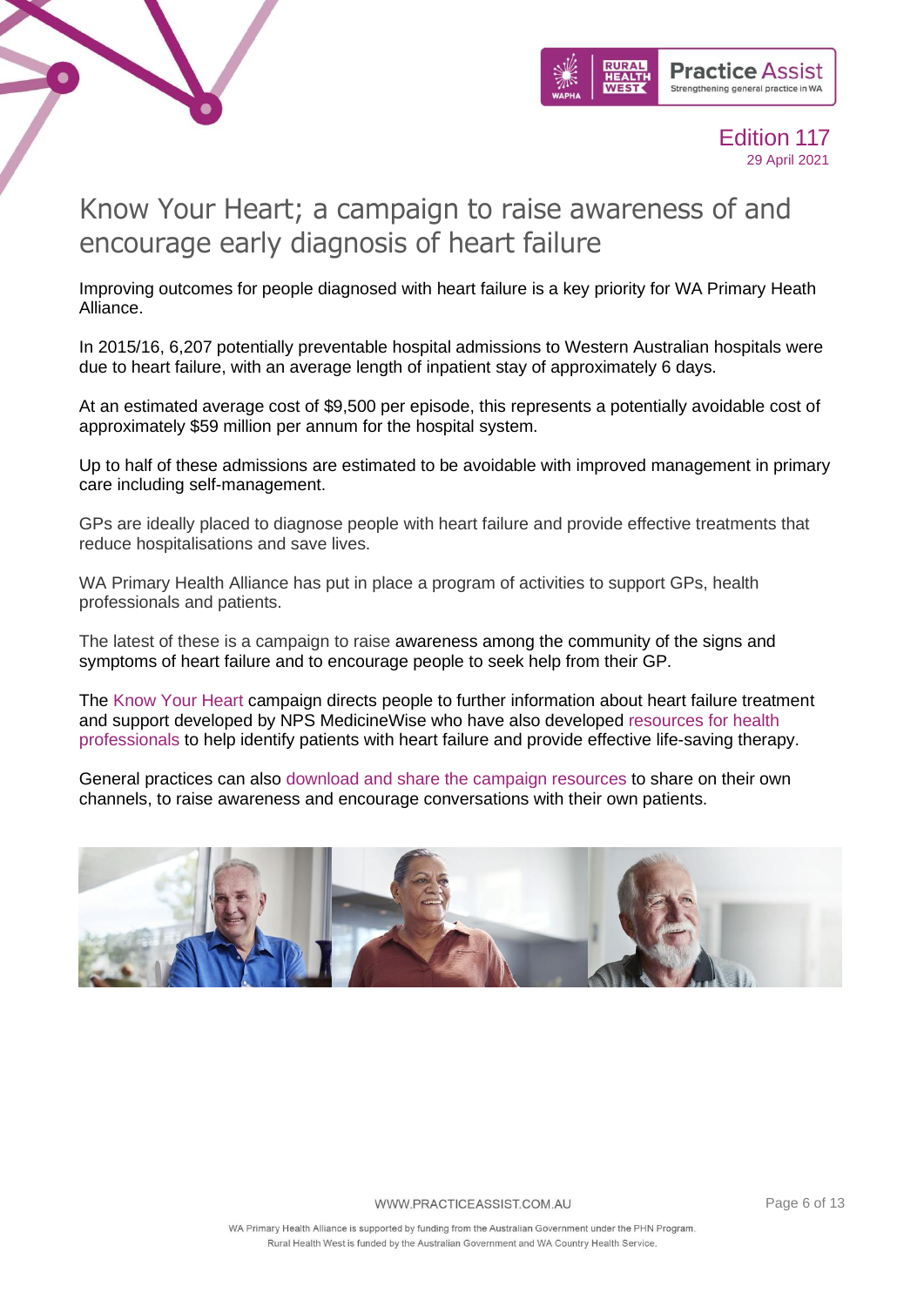# Know Your Heart; a campaign to raise awareness of and encourage early diagnosis of heart failure

Improving outcomes for people diagnosed with heart failure is a key priority for WA Primary Heath Alliance.

In 2015/16, 6,207 potentially preventable hospital admissions to Western Australian hospitals were due to heart failure, with an average length of inpatient stay of approximately 6 days.

At an estimated average cost of $9,500 per episode, this represents a potentially avoidable cost of approximately $59 million per annum for the hospital system.

Up to half of these admissions are estimated to be avoidable with improved management in primary care including self-management.

GPs are ideally placed to diagnose people with heart failure and provide effective treatments that reduce hospitalisations and save lives.

WA Primary Health Alliance has put in place a program of activities to support GPs, health professionals and patients.

The latest of these is a campaign to raise awareness among the community of the signs and symptoms of heart failure and to encourage people to seek help from their GP.

The Know Your Heart campaign directs people to further information about heart failure treatment and support developed by NPS MedicineWise who have also developed resources for health professionals to help identify patients with heart failure and provide effective life-saving therapy.

General practices can also download and share the campaign resources to share on their own channels, to raise awareness and encourage conversations with their own patients.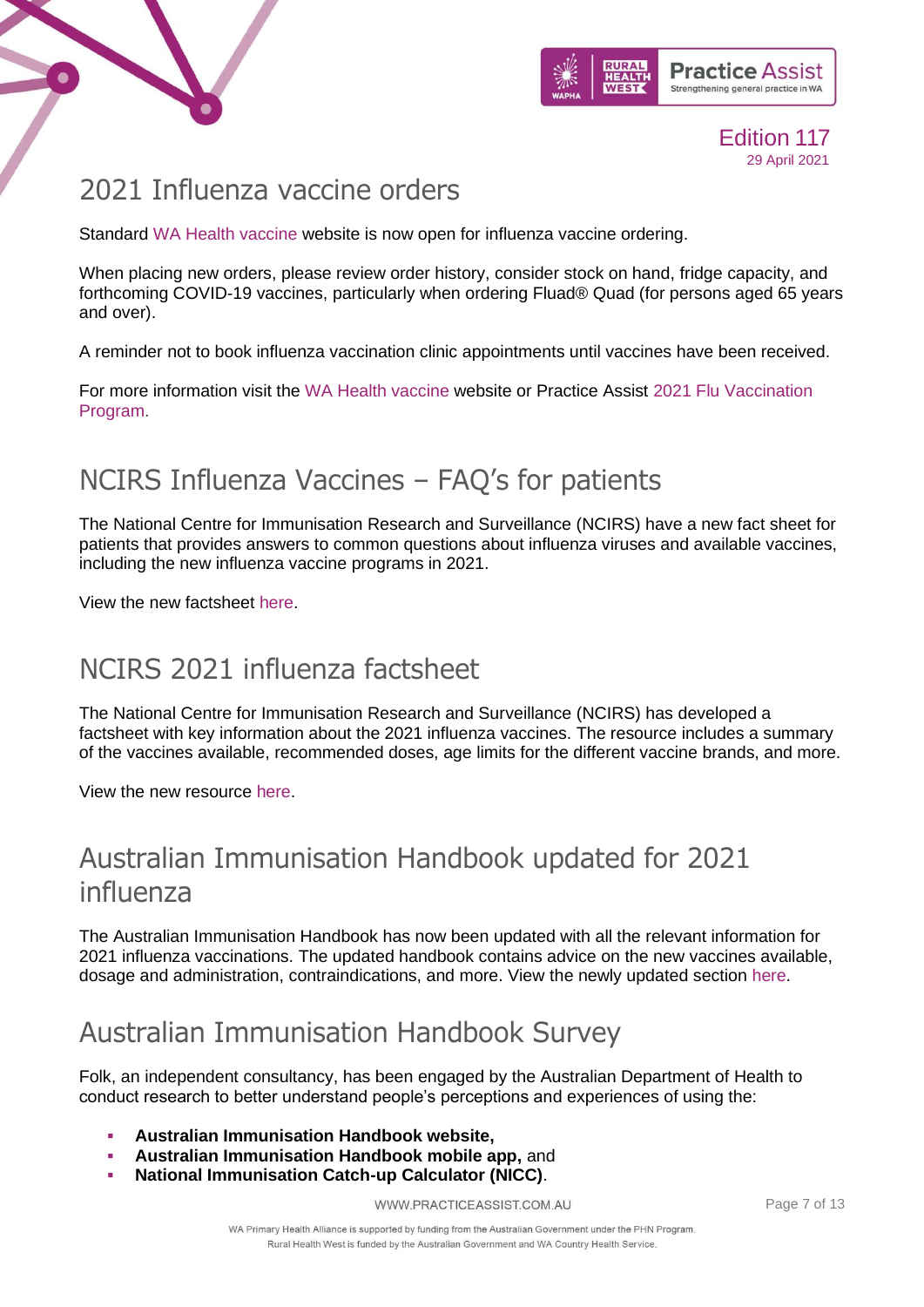# 2021 Influenza vaccine orders

Standard WA Health vaccine website is now open for influenza vaccine ordering.

When placing new orders, please review order history, consider stock on hand, fridge capacity, and forthcoming COVID-19 vaccines, particularly when ordering Fluad® Quad (for persons aged 65 years and over).

A reminder not to book influenza vaccination clinic appointments until vaccines have been received.

For more information visit the WA Health vaccine website or Practice Assist 2021 Flu Vaccination Program.

# NCIRS Influenza Vaccines – FAQ's for patients

The National Centre for Immunisation Research and Surveillance (NCIRS) have a new fact sheet for patients that provides answers to common questions about influenza viruses and available vaccines, including the new influenza vaccine programs in 2021.

View the new factsheet here.

# NCIRS 2021 influenza factsheet

The National Centre for Immunisation Research and Surveillance (NCIRS) has developed a factsheet with key information about the 2021 influenza vaccines. The resource includes a summary of the vaccines available, recommended doses, age limits for the different vaccine brands, and more.

View the new resource here.

# Australian Immunisation Handbook updated for 2021 influenza

The Australian Immunisation Handbook has now been updated with all the relevant information for 2021 influenza vaccinations. The updated handbook contains advice on the new vaccines available, dosage and administration, contraindications, and more. View the newly updated section here.

# Australian Immunisation Handbook Survey

Folk, an independent consultancy, has been engaged by the Australian Department of Health to conduct research to better understand people's perceptions and experiences of using the:

- **Australian Immunisation Handbook website,**
- **Australian Immunisation Handbook mobile app,** and
- **National Immunisation Catch-up Calculator (NICC)**.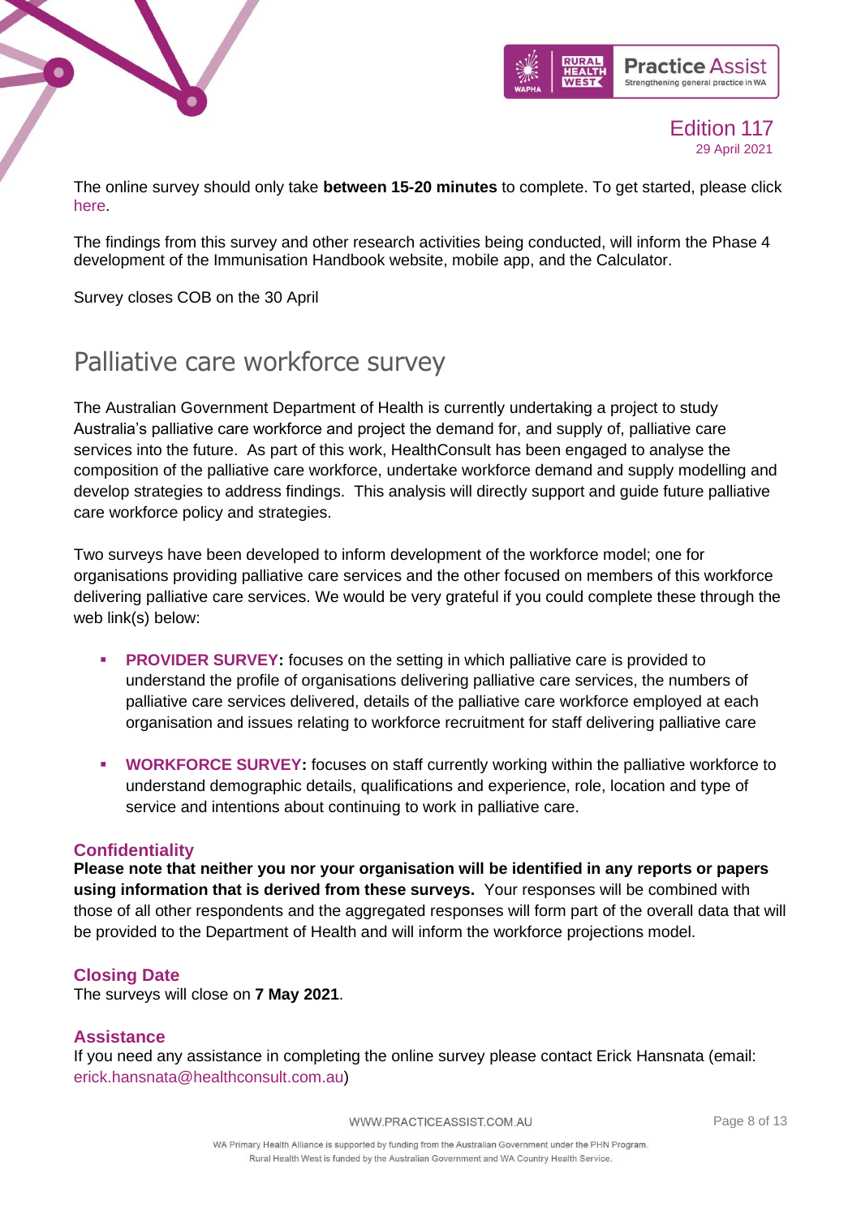The online survey should only take **between 15-20 minutes** to complete. To get started, please click here.

The findings from this survey and other research activities being conducted, will inform the Phase 4 development of the Immunisation Handbook website, mobile app, and the Calculator.

Survey closes COB on the 30 April

## Palliative care workforce survey

The Australian Government Department of Health is currently undertaking a project to study Australia's palliative care workforce and project the demand for, and supply of, palliative care services into the future. As part of this work, HealthConsult has been engaged to analyse the composition of the palliative care workforce, undertake workforce demand and supply modelling and develop strategies to address findings. This analysis will directly support and guide future palliative care workforce policy and strategies.

Two surveys have been developed to inform development of the workforce model; one for organisations providing palliative care services and the other focused on members of this workforce delivering palliative care services. We would be very grateful if you could complete these through the web link(s) below:

- **PROVIDER SURVEY:** focuses on the setting in which palliative care is provided to understand the profile of organisations delivering palliative care services, the numbers of palliative care services delivered, details of the palliative care workforce employed at each organisation and issues relating to workforce recruitment for staff delivering palliative care
- **WORKFORCE SURVEY:** focuses on staff currently working within the palliative workforce to understand demographic details, qualifications and experience, role, location and type of service and intentions about continuing to work in palliative care.

### Confidentiality

**Please note that neither you nor your organisation will be identified in any reports or papers using information that is derived from these surveys.** Your responses will be combined with those of all other respondents and the aggregated responses will form part of the overall data that will be provided to the Department of Health and will inform the workforce projections model.

### Closing Date

The surveys will close on **7 May 2021**.

### Assistance

If you need any assistance in completing the online survey please contact Erick Hansnata (email: erick.hansnata@healthconsult.com.au)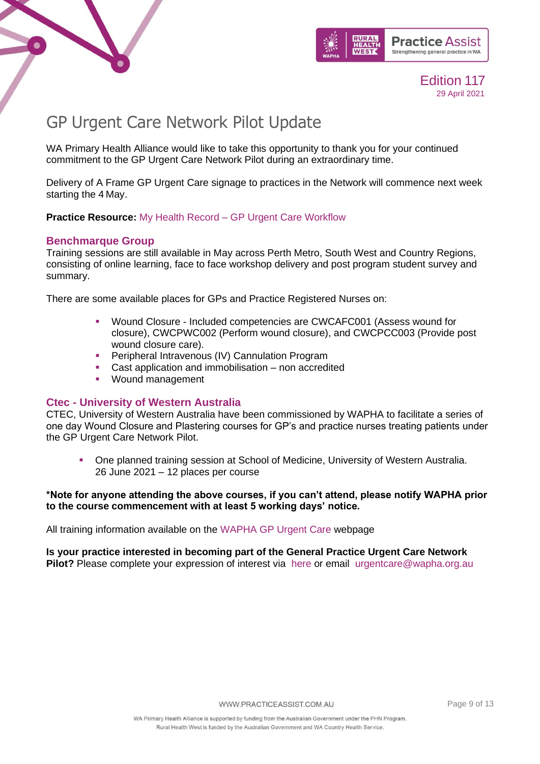# GP Urgent Care Network Pilot Update

WA Primary Health Alliance would like to take this opportunity to thank you for your continued commitment to the GP Urgent Care Network Pilot during an extraordinary time.

Delivery of A Frame GP Urgent Care signage to practices in the Network will commence next week starting the 4 May.

**Practice Resource:** My Health Record – GP Urgent Care Workflow

## Benchmarque Group

Training sessions are still available in May across Perth Metro, South West and Country Regions, consisting of online learning, face to face workshop delivery and post program student survey and summary.

There are some available places for GPs and Practice Registered Nurses on:

- Wound Closure - Included competencies are CWCAFC001 (Assess wound for closure), CWCPWC002 (Perform wound closure), and CWCPCC003 (Provide post wound closure care).
- Peripheral Intravenous (IV) Cannulation Program
- Cast application and immobilisation – non accredited
- Wound management

## Ctec - University of Western Australia

CTEC, University of Western Australia have been commissioned by WAPHA to facilitate a series of one day Wound Closure and Plastering courses for GP's and practice nurses treating patients under the GP Urgent Care Network Pilot.

- One planned training session at School of Medicine, University of Western Australia. 26 June 2021 – 12 places per course

**\*Note for anyone attending the above courses, if you can't attend, please notify WAPHA prior to the course commencement with at least 5 working days' notice.**

All training information available on the WAPHA GP Urgent Care webpage

**Is your practice interested in becoming part of the General Practice Urgent Care Network Pilot?** Please complete your expression of interest via here or email urgentcare@wapha.org.au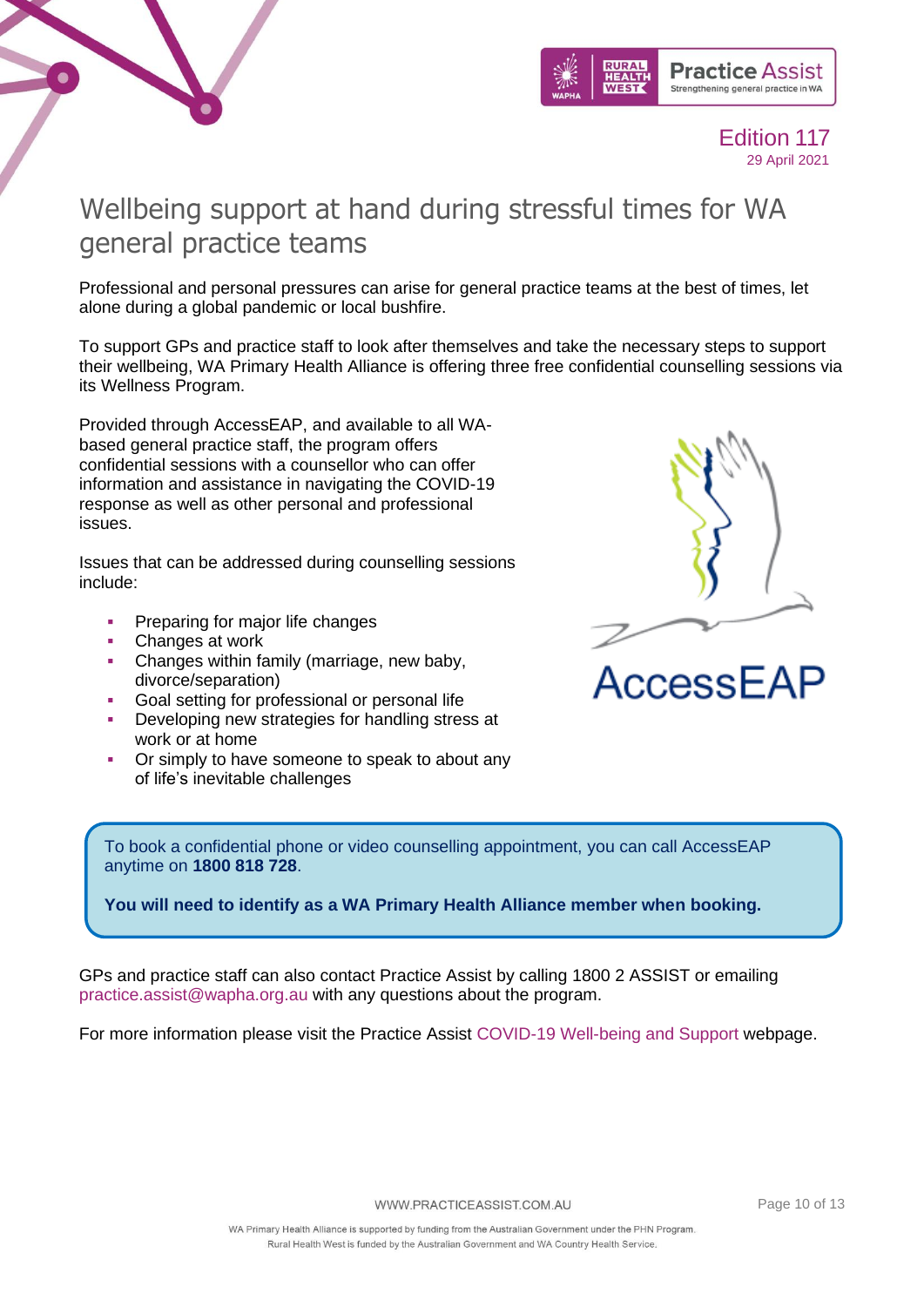# Wellbeing support at hand during stressful times for WA general practice teams

Professional and personal pressures can arise for general practice teams at the best of times, let alone during a global pandemic or local bushfire.

To support GPs and practice staff to look after themselves and take the necessary steps to support their wellbeing, WA Primary Health Alliance is offering three free confidential counselling sessions via its Wellness Program.

Provided through AccessEAP, and available to all WA-based general practice staff, the program offers confidential sessions with a counsellor who can offer information and assistance in navigating the COVID-19 response as well as other personal and professional issues.

Issues that can be addressed during counselling sessions include:

- Preparing for major life changes
- Changes at work
- Changes within family (marriage, new baby, divorce/separation)
- Goal setting for professional or personal life
- Developing new strategies for handling stress at work or at home
- Or simply to have someone to speak to about any of life's inevitable challenges

To book a confidential phone or video counselling appointment, you can call AccessEAP anytime on **1800 818 728**.

**You will need to identify as a WA Primary Health Alliance member when booking.**

GPs and practice staff can also contact Practice Assist by calling 1800 2 ASSIST or emailing practice.assist@wapha.org.au with any questions about the program.

For more information please visit the Practice Assist COVID-19 Well-being and Support webpage.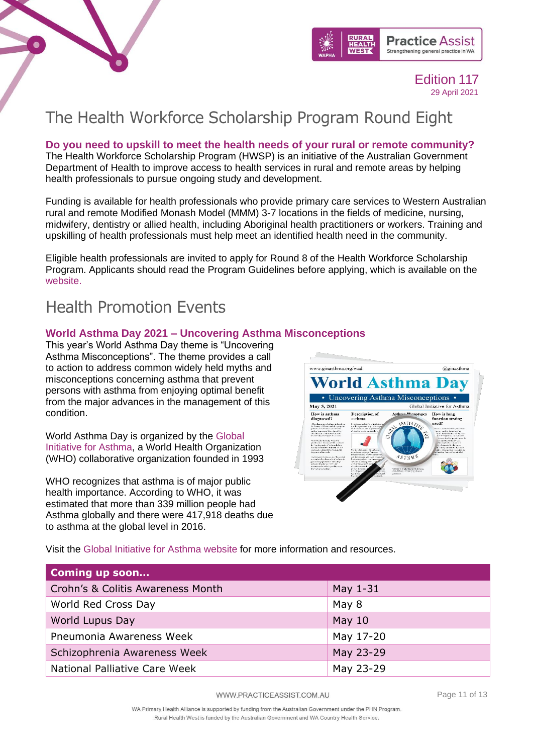# The Health Workforce Scholarship Program Round Eight

**Do you need to upskill to meet the health needs of your rural or remote community?**

The Health Workforce Scholarship Program (HWSP) is an initiative of the Australian Government Department of Health to improve access to health services in rural and remote areas by helping health professionals to pursue ongoing study and development.

Funding is available for health professionals who provide primary care services to Western Australian rural and remote Modified Monash Model (MMM) 3-7 locations in the fields of medicine, nursing, midwifery, dentistry or allied health, including Aboriginal health practitioners or workers. Training and upskilling of health professionals must help meet an identified health need in the community.

Eligible health professionals are invited to apply for Round 8 of the Health Workforce Scholarship Program. Applicants should read the Program Guidelines before applying, which is available on the website.

# Health Promotion Events

**World Asthma Day 2021 – Uncovering Asthma Misconceptions**

This year's World Asthma Day theme is "Uncovering Asthma Misconceptions". The theme provides a call to action to address common widely held myths and misconceptions concerning asthma that prevent persons with asthma from enjoying optimal benefit from the major advances in the management of this condition.

World Asthma Day is organized by the Global Initiative for Asthma, a World Health Organization (WHO) collaborative organization founded in 1993

WHO recognizes that asthma is of major public health importance. According to WHO, it was estimated that more than 339 million people had Asthma globally and there were 417,918 deaths due to asthma at the global level in 2016.

Visit the Global Initiative for Asthma website for more information and resources.

| Coming up soon… | |
|---|---|
| Crohn's & Colitis Awareness Month | May 1-31 |
| World Red Cross Day | May 8 |
| World Lupus Day | May 10 |
| Pneumonia Awareness Week | May 17-20 |
| Schizophrenia Awareness Week | May 23-29 |
| National Palliative Care Week | May 23-29 |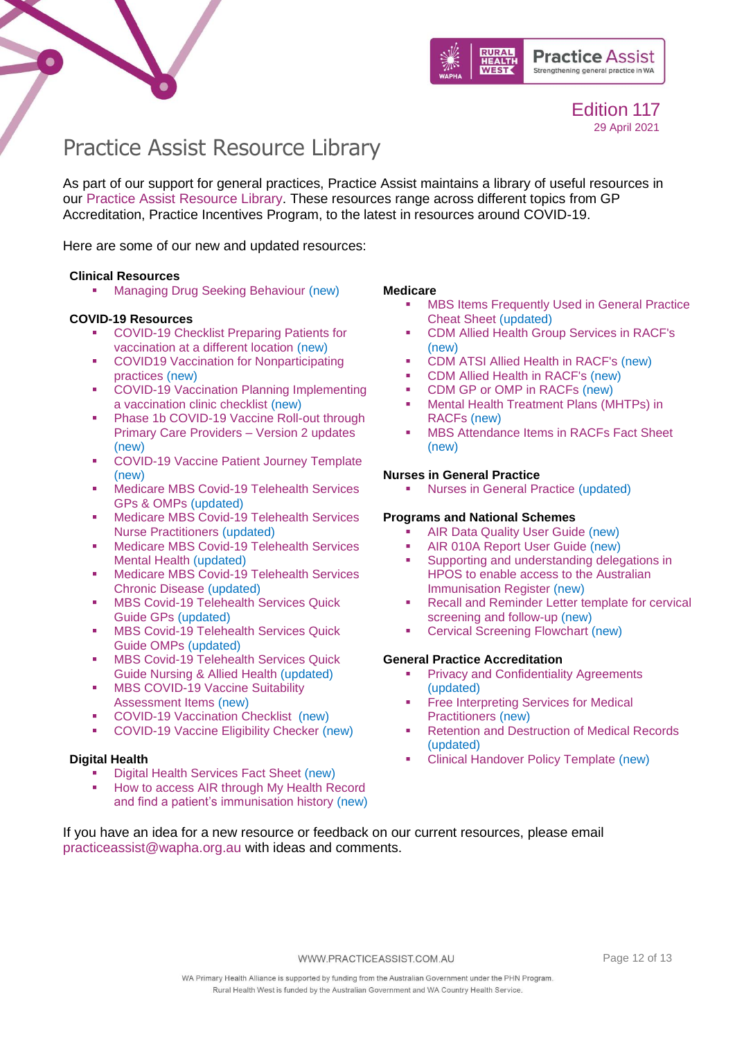# Practice Assist Resource Library

As part of our support for general practices, Practice Assist maintains a library of useful resources in our Practice Assist Resource Library. These resources range across different topics from GP Accreditation, Practice Incentives Program, to the latest in resources around COVID-19.

Here are some of our new and updated resources:

**Clinical Resources**

- Managing Drug Seeking Behaviour (new)

**COVID-19 Resources**

- COVID-19 Checklist Preparing Patients for vaccination at a different location (new)
- COVID19 Vaccination for Nonparticipating practices (new)
- COVID-19 Vaccination Planning Implementing a vaccination clinic checklist (new)
- Phase 1b COVID-19 Vaccine Roll-out through Primary Care Providers – Version 2 updates (new)
- COVID-19 Vaccine Patient Journey Template (new)
- Medicare MBS Covid-19 Telehealth Services GPs & OMPs (updated)
- Medicare MBS Covid-19 Telehealth Services Nurse Practitioners (updated)
- Medicare MBS Covid-19 Telehealth Services Mental Health (updated)
- Medicare MBS Covid-19 Telehealth Services Chronic Disease (updated)
- MBS Covid-19 Telehealth Services Quick Guide GPs (updated)
- MBS Covid-19 Telehealth Services Quick Guide OMPs (updated)
- MBS Covid-19 Telehealth Services Quick Guide Nursing & Allied Health (updated)
- MBS COVID-19 Vaccine Suitability Assessment Items (new)
- COVID-19 Vaccination Checklist (new)
- COVID-19 Vaccine Eligibility Checker (new)

**Digital Health**

- Digital Health Services Fact Sheet (new)
- How to access AIR through My Health Record and find a patient's immunisation history (new)

**Medicare**

- MBS Items Frequently Used in General Practice Cheat Sheet (updated)
- CDM Allied Health Group Services in RACF's (new)
- CDM ATSI Allied Health in RACF's (new)
- CDM Allied Health in RACF's (new)
- CDM GP or OMP in RACFs (new)
- Mental Health Treatment Plans (MHTPs) in RACFs (new)
- MBS Attendance Items in RACFs Fact Sheet (new)

**Nurses in General Practice**

- Nurses in General Practice (updated)

**Programs and National Schemes**

- AIR Data Quality User Guide (new)
- AIR 010A Report User Guide (new)
- Supporting and understanding delegations in HPOS to enable access to the Australian Immunisation Register (new)
- Recall and Reminder Letter template for cervical screening and follow-up (new)
- Cervical Screening Flowchart (new)

**General Practice Accreditation**

- Privacy and Confidentiality Agreements (updated)
- Free Interpreting Services for Medical Practitioners (new)
- Retention and Destruction of Medical Records (updated)
- Clinical Handover Policy Template (new)

If you have an idea for a new resource or feedback on our current resources, please email practiceassist@wapha.org.au with ideas and comments.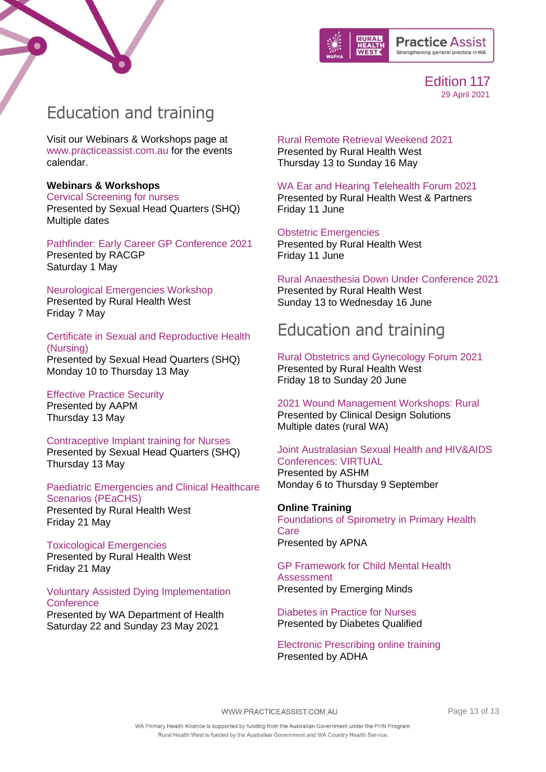Edition 117
29 April 2021

# Education and training

Visit our Webinars & Workshops page at www.practiceassist.com.au for the events calendar.

**Webinars & Workshops**

Cervical Screening for nurses
Presented by Sexual Head Quarters (SHQ)
Multiple dates

Pathfinder: Early Career GP Conference 2021
Presented by RACGP
Saturday 1 May

Neurological Emergencies Workshop
Presented by Rural Health West
Friday 7 May

Certificate in Sexual and Reproductive Health (Nursing)
Presented by Sexual Head Quarters (SHQ)
Monday 10 to Thursday 13 May

Effective Practice Security
Presented by AAPM
Thursday 13 May

Contraceptive Implant training for Nurses
Presented by Sexual Head Quarters (SHQ)
Thursday 13 May

Paediatric Emergencies and Clinical Healthcare Scenarios (PEaCHS)
Presented by Rural Health West
Friday 21 May

Toxicological Emergencies
Presented by Rural Health West
Friday 21 May

Voluntary Assisted Dying Implementation Conference
Presented by WA Department of Health
Saturday 22 and Sunday 23 May 2021

Rural Remote Retrieval Weekend 2021
Presented by Rural Health West
Thursday 13 to Sunday 16 May

WA Ear and Hearing Telehealth Forum 2021
Presented by Rural Health West & Partners
Friday 11 June

Obstetric Emergencies
Presented by Rural Health West
Friday 11 June

Rural Anaesthesia Down Under Conference 2021
Presented by Rural Health West
Sunday 13 to Wednesday 16 June

# Education and training

Rural Obstetrics and Gynecology Forum 2021
Presented by Rural Health West
Friday 18 to Sunday 20 June

2021 Wound Management Workshops: Rural
Presented by Clinical Design Solutions
Multiple dates (rural WA)

Joint Australasian Sexual Health and HIV&AIDS Conferences: VIRTUAL
Presented by ASHM
Monday 6 to Thursday 9 September

**Online Training**

Foundations of Spirometry in Primary Health Care
Presented by APNA

GP Framework for Child Mental Health Assessment
Presented by Emerging Minds

Diabetes in Practice for Nurses
Presented by Diabetes Qualified

Electronic Prescribing online training
Presented by ADHA

WA Primary Health Alliance is supported by funding from the Australian Government under the PHN Program.
Rural Health West is funded by the Australian Government and WA Country Health Service.